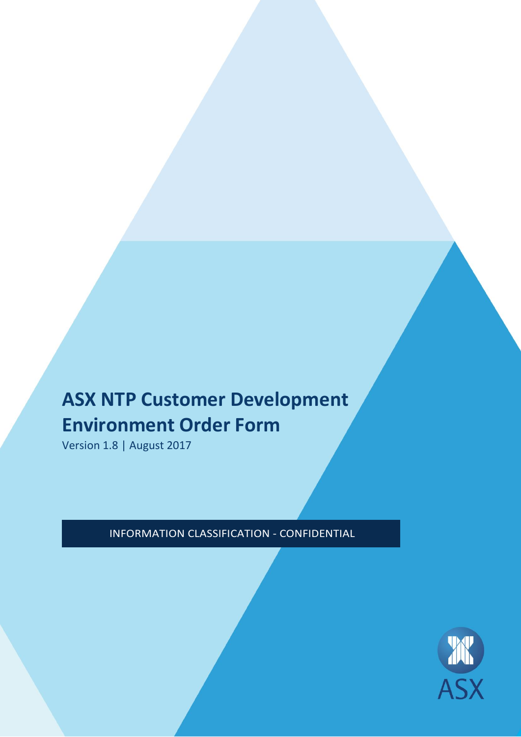# ASX NTP Customer Development Environment Order Form

Version 1.8 | August 2017

INFORMATION CLASSIFICATION - CONFIDENTIAL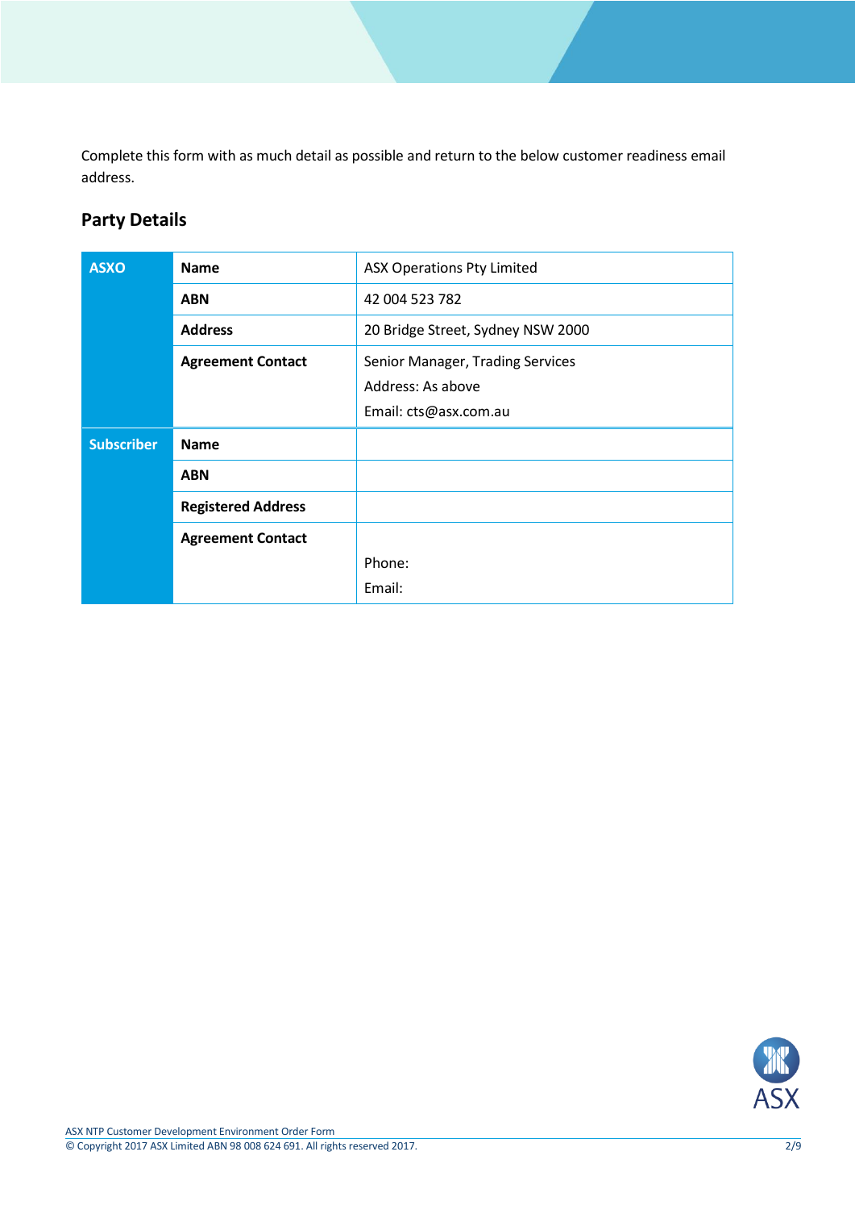Complete this form with as much detail as possible and return to the below customer readiness email address.

## Party Details

| | | |
|---|---|---|
| **ASXO** | **Name** | ASX Operations Pty Limited |
| | **ABN** | 42 004 523 782 |
| | **Address** | 20 Bridge Street, Sydney NSW 2000 |
| | **Agreement Contact** | Senior Manager, Trading Services<br>Address: As above<br>Email: cts@asx.com.au |
| **Subscriber** | **Name** | |
| | **ABN** | |
| | **Registered Address** | |
| | **Agreement Contact** | <br>Phone:<br>Email: |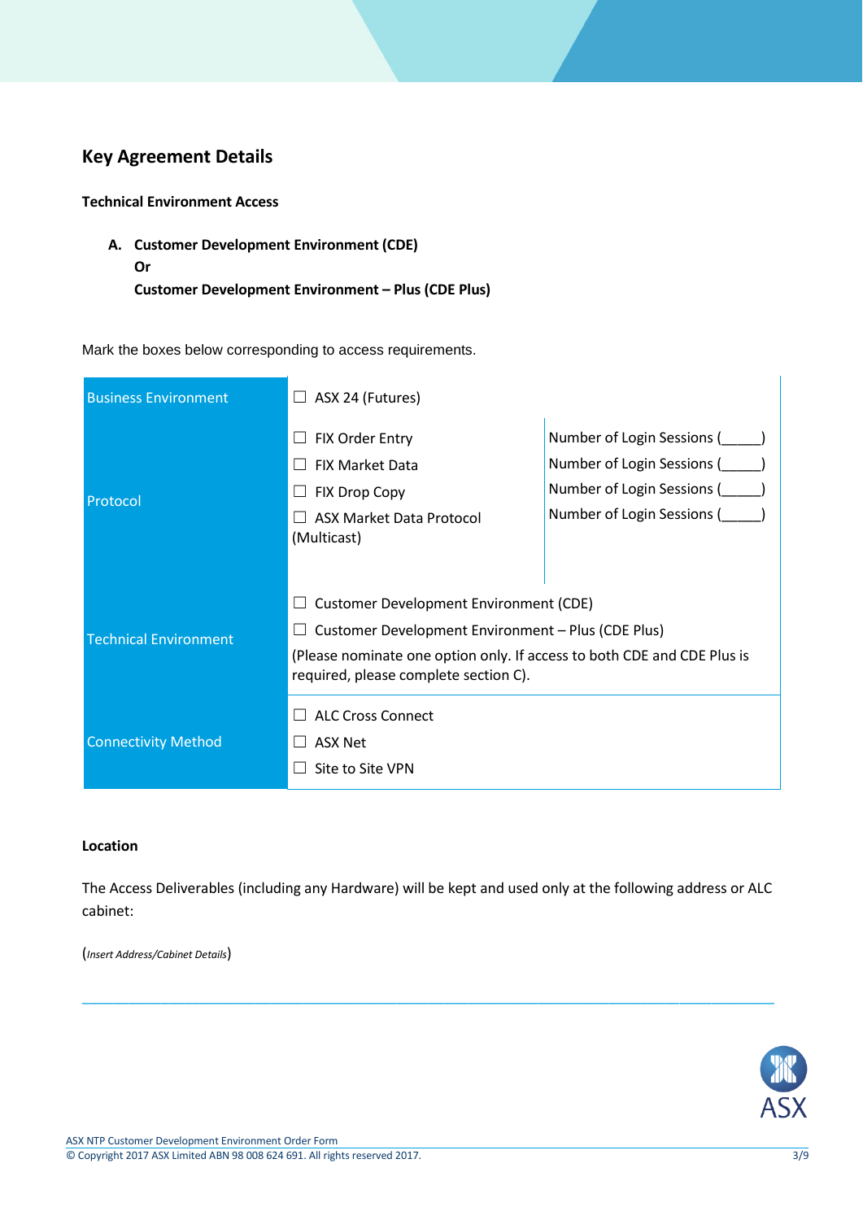## Key Agreement Details

**Technical Environment Access**

**A. Customer Development Environment (CDE)**
**Or**
**Customer Development Environment – Plus (CDE Plus)**

Mark the boxes below corresponding to access requirements.

| | | |
|---|---|---|
| Business Environment | ☐ ASX 24 (Futures) | |
| Protocol | ☐ FIX Order Entry | Number of Login Sessions (_____) |
| | ☐ FIX Market Data | Number of Login Sessions (_____) |
| | ☐ FIX Drop Copy | Number of Login Sessions (_____) |
| | ☐ ASX Market Data Protocol (Multicast) | Number of Login Sessions (_____) |
| Technical Environment | ☐ Customer Development Environment (CDE)<br>☐ Customer Development Environment – Plus (CDE Plus)<br>(Please nominate one option only. If access to both CDE and CDE Plus is required, please complete section C). | |
| Connectivity Method | ☐ ALC Cross Connect<br>☐ ASX Net<br>☐ Site to Site VPN | |

**Location**

The Access Deliverables (including any Hardware) will be kept and used only at the following address or ALC cabinet:

(*Insert Address/Cabinet Details*)

_______________________________________________________________________________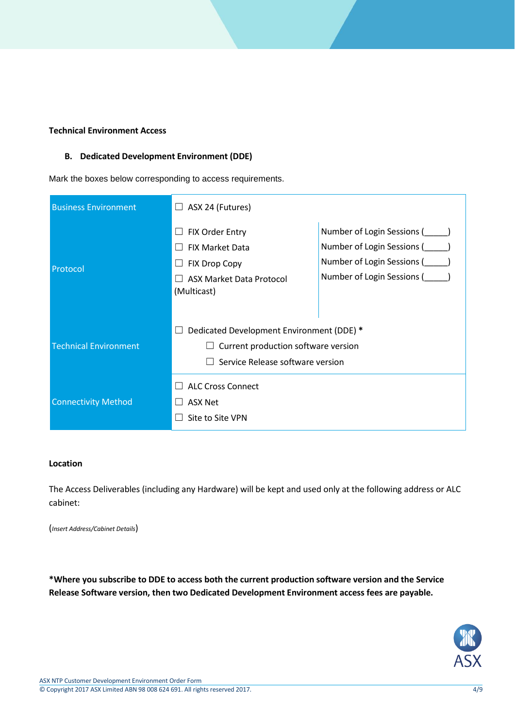**Technical Environment Access**

**B. Dedicated Development Environment (DDE)**

Mark the boxes below corresponding to access requirements.

| | | |
|---|---|---|
| Business Environment | ☐ ASX 24 (Futures) | |
| Protocol | ☐ FIX Order Entry<br>☐ FIX Market Data<br>☐ FIX Drop Copy<br>☐ ASX Market Data Protocol (Multicast) | Number of Login Sessions (_____)<br>Number of Login Sessions (_____)<br>Number of Login Sessions (_____)<br>Number of Login Sessions (_____) |
| Technical Environment | ☐ Dedicated Development Environment (DDE) *<br>☐ Current production software version<br>☐ Service Release software version | |
| Connectivity Method | ☐ ALC Cross Connect<br>☐ ASX Net<br>☐ Site to Site VPN | |

**Location**

The Access Deliverables (including any Hardware) will be kept and used only at the following address or ALC cabinet:

(*Insert Address/Cabinet Details*)

**\*Where you subscribe to DDE to access both the current production software version and the Service Release Software version, then two Dedicated Development Environment access fees are payable.**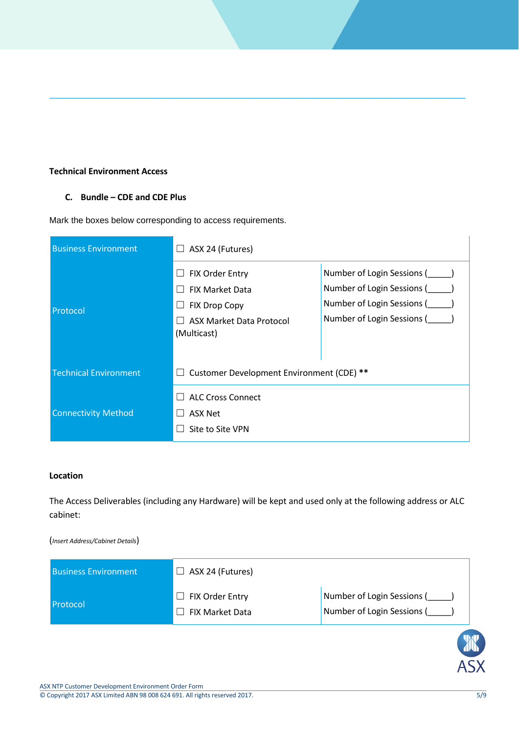**Technical Environment Access**

**C. Bundle – CDE and CDE Plus**

Mark the boxes below corresponding to access requirements.

| | | |
|---|---|---|
| Business Environment | ☐ ASX 24 (Futures) | |
| Protocol | ☐ FIX Order Entry<br>☐ FIX Market Data<br>☐ FIX Drop Copy<br>☐ ASX Market Data Protocol (Multicast) | Number of Login Sessions (_____)<br>Number of Login Sessions (_____)<br>Number of Login Sessions (_____)<br>Number of Login Sessions (_____) |
| Technical Environment | ☐ Customer Development Environment (CDE) ** | |
| Connectivity Method | ☐ ALC Cross Connect<br>☐ ASX Net<br>☐ Site to Site VPN | |

**Location**

The Access Deliverables (including any Hardware) will be kept and used only at the following address or ALC cabinet:

(*Insert Address/Cabinet Details*)

| | | |
|---|---|---|
| Business Environment | ☐ ASX 24 (Futures) | |
| Protocol | ☐ FIX Order Entry<br>☐ FIX Market Data | Number of Login Sessions (_____)<br>Number of Login Sessions (_____) |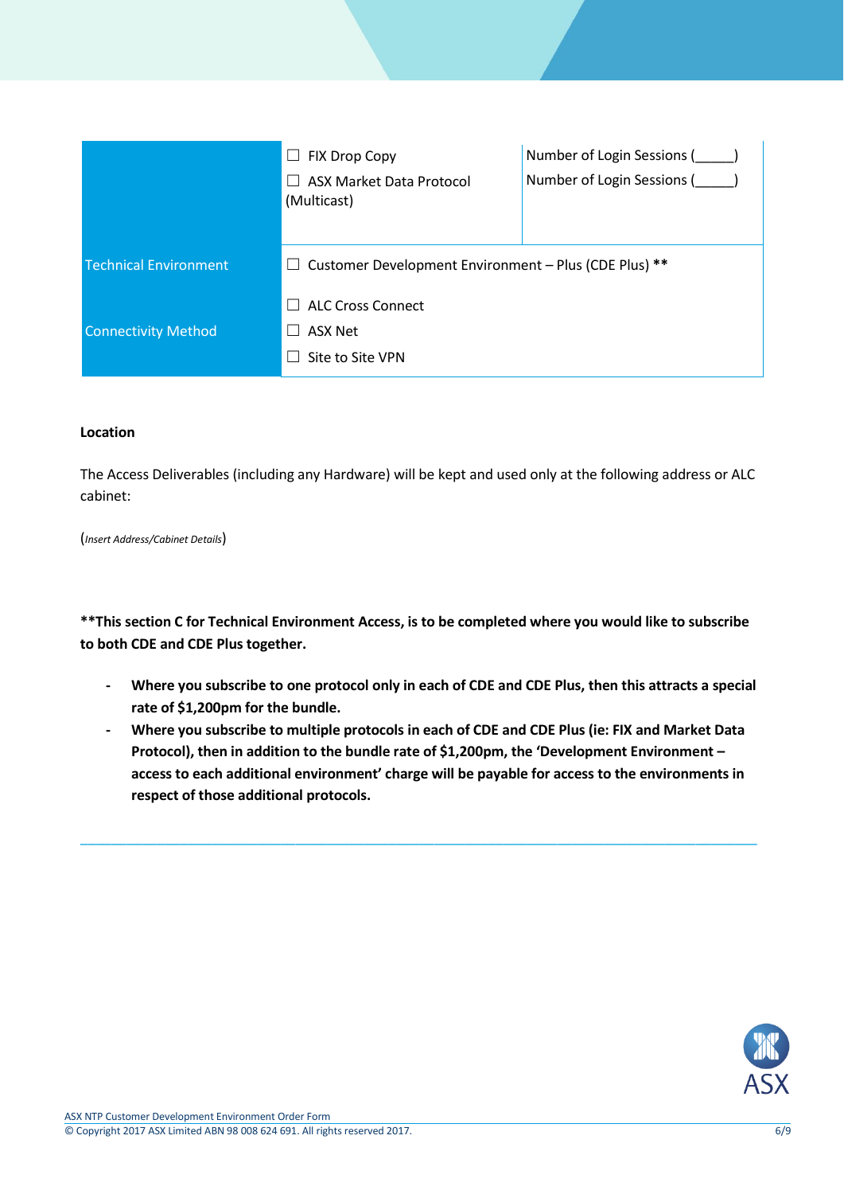| | | |
|---|---|---|
| | ☐ FIX Drop Copy<br>☐ ASX Market Data Protocol (Multicast) | Number of Login Sessions (_____)<br>Number of Login Sessions (_____) |
| Technical Environment | ☐ Customer Development Environment – Plus (CDE Plus) ** | |
| Connectivity Method | ☐ ALC Cross Connect<br>☐ ASX Net<br>☐ Site to Site VPN | |

**Location**

The Access Deliverables (including any Hardware) will be kept and used only at the following address or ALC cabinet:

(*Insert Address/Cabinet Details*)

**\*\*This section C for Technical Environment Access, is to be completed where you would like to subscribe to both CDE and CDE Plus together.**

- **Where you subscribe to one protocol only in each of CDE and CDE Plus, then this attracts a special rate of $1,200pm for the bundle.**
- **Where you subscribe to multiple protocols in each of CDE and CDE Plus (ie: FIX and Market Data Protocol), then in addition to the bundle rate of $1,200pm, the 'Development Environment – access to each additional environment' charge will be payable for access to the environments in respect of those additional protocols.**

---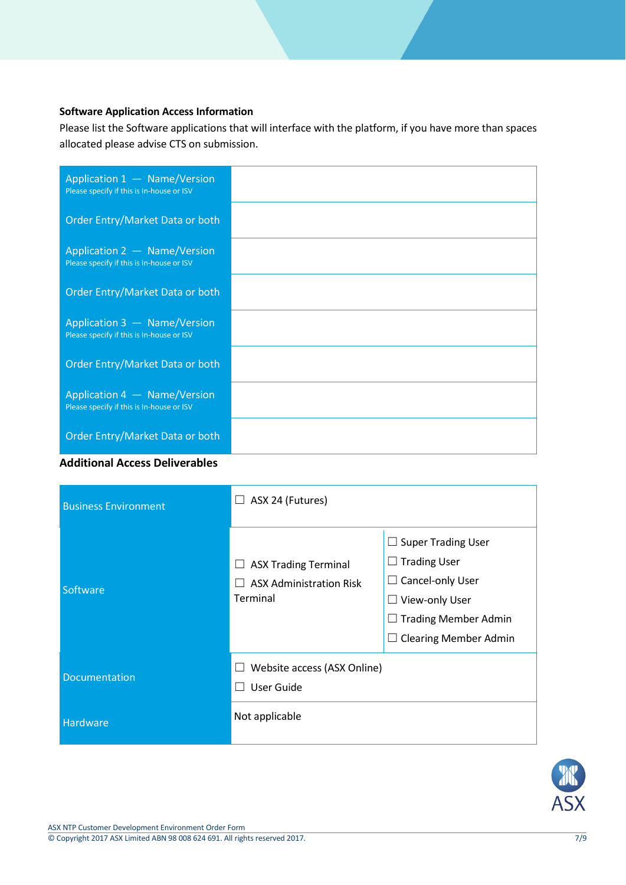**Software Application Access Information**

Please list the Software applications that will interface with the platform, if you have more than spaces allocated please advise CTS on submission.

| Application 1 — Name/Version<br>Please specify if this is In-house or ISV | |
|---|---|
| Order Entry/Market Data or both | |
| Application 2 — Name/Version<br>Please specify if this is In-house or ISV | |
| Order Entry/Market Data or both | |
| Application 3 — Name/Version<br>Please specify if this is In-house or ISV | |
| Order Entry/Market Data or both | |
| Application 4 — Name/Version<br>Please specify if this is In-house or ISV | |
| Order Entry/Market Data or both | |

**Additional Access Deliverables**

| Business Environment | ☐ ASX 24 (Futures) | |
|---|---|---|
| Software | ☐ ASX Trading Terminal<br>☐ ASX Administration Risk Terminal | ☐ Super Trading User<br>☐ Trading User<br>☐ Cancel-only User<br>☐ View-only User<br>☐ Trading Member Admin<br>☐ Clearing Member Admin |
| Documentation | ☐ Website access (ASX Online)<br>☐ User Guide | |
| Hardware | Not applicable | |

ASX NTP Customer Development Environment Order Form

© Copyright 2017 ASX Limited ABN 98 008 624 691. All rights reserved 2017.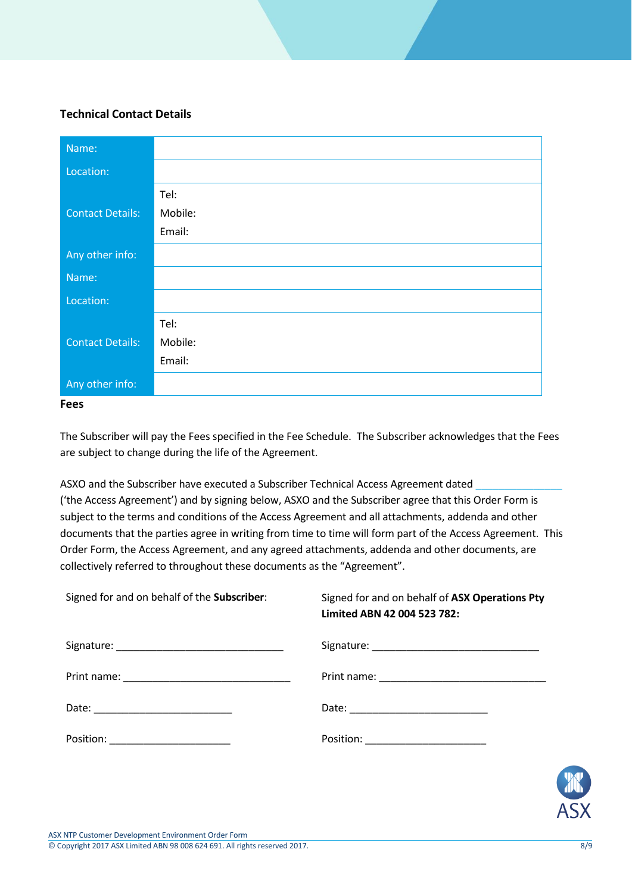**Technical Contact Details**

| | |
|---|---|
| Name: | |
| Location: | |
| Contact Details: | Tel:<br>Mobile:<br>Email: |
| Any other info: | |
| Name: | |
| Location: | |
| Contact Details: | Tel:<br>Mobile:<br>Email: |
| Any other info: | |

**Fees**

The Subscriber will pay the Fees specified in the Fee Schedule. The Subscriber acknowledges that the Fees are subject to change during the life of the Agreement.

ASXO and the Subscriber have executed a Subscriber Technical Access Agreement dated _______________ ('the Access Agreement') and by signing below, ASXO and the Subscriber agree that this Order Form is subject to the terms and conditions of the Access Agreement and all attachments, addenda and other documents that the parties agree in writing from time to time will form part of the Access Agreement. This Order Form, the Access Agreement, and any agreed attachments, addenda and other documents, are collectively referred to throughout these documents as the "Agreement".

Signed for and on behalf of the **Subscriber**:

Signature: ______________________________

Print name: ______________________________

Date: _________________________

Position: ______________________

Signed for and on behalf of **ASX Operations Pty Limited ABN 42 004 523 782:**

Signature: ______________________________

Print name: ______________________________

Date: _________________________

Position: ______________________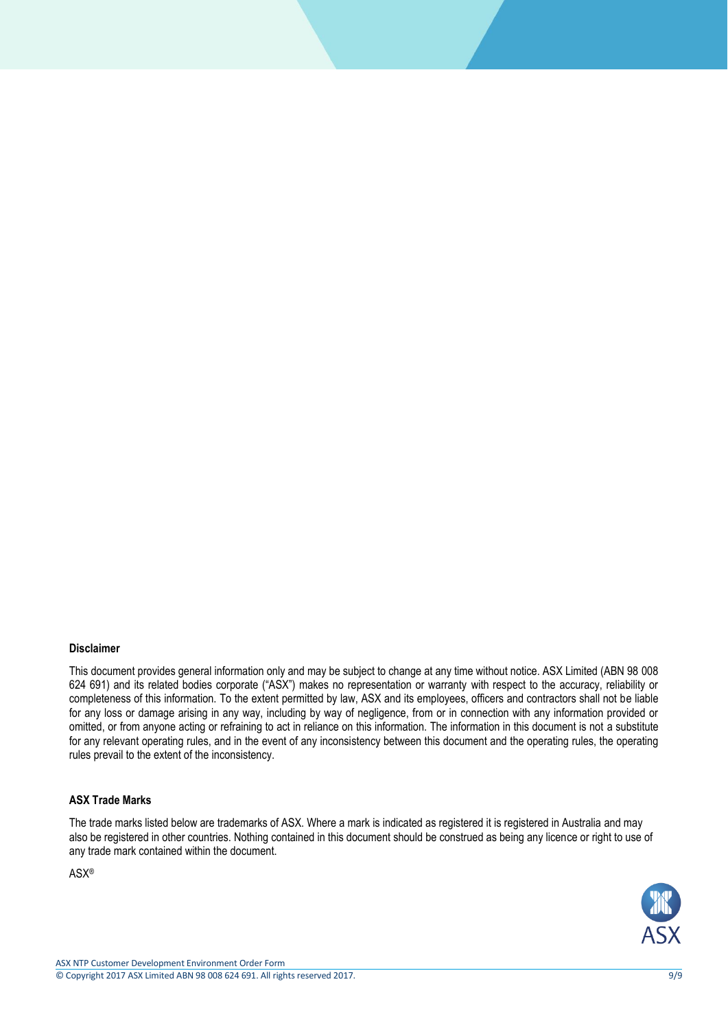**Disclaimer**

This document provides general information only and may be subject to change at any time without notice. ASX Limited (ABN 98 008 624 691) and its related bodies corporate ("ASX") makes no representation or warranty with respect to the accuracy, reliability or completeness of this information. To the extent permitted by law, ASX and its employees, officers and contractors shall not be liable for any loss or damage arising in any way, including by way of negligence, from or in connection with any information provided or omitted, or from anyone acting or refraining to act in reliance on this information. The information in this document is not a substitute for any relevant operating rules, and in the event of any inconsistency between this document and the operating rules, the operating rules prevail to the extent of the inconsistency.

**ASX Trade Marks**

The trade marks listed below are trademarks of ASX. Where a mark is indicated as registered it is registered in Australia and may also be registered in other countries. Nothing contained in this document should be construed as being any licence or right to use of any trade mark contained within the document.

ASX®